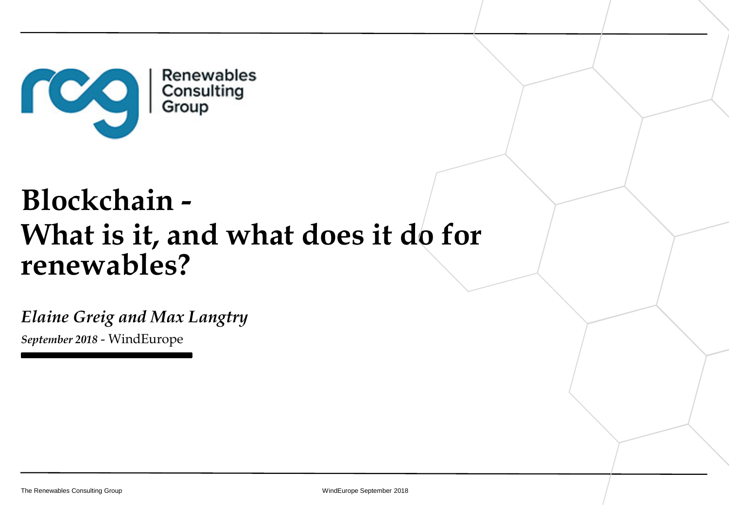Renewables Consulting Group

# Blockchain - What is it, and what does it do for renewables?

*Elaine Greig and Max Langtry*

***September 2018*** - WindEurope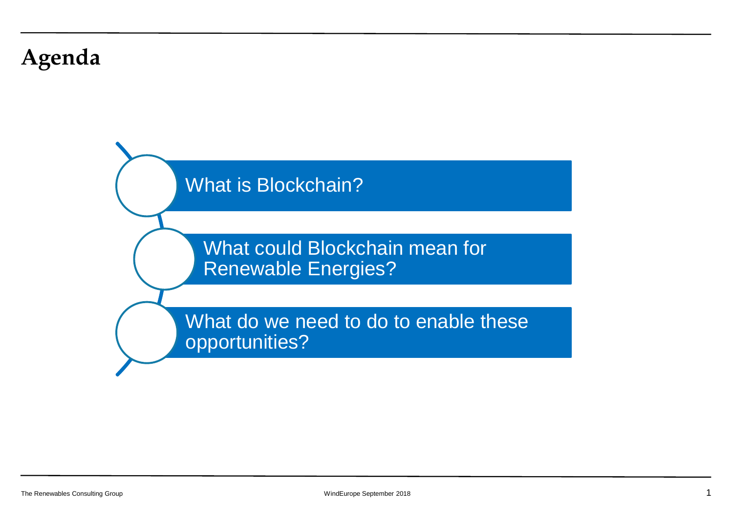# Agenda

1. What is Blockchain?
2. What could Blockchain mean for Renewable Energies?
3. What do we need to do to enable these opportunities?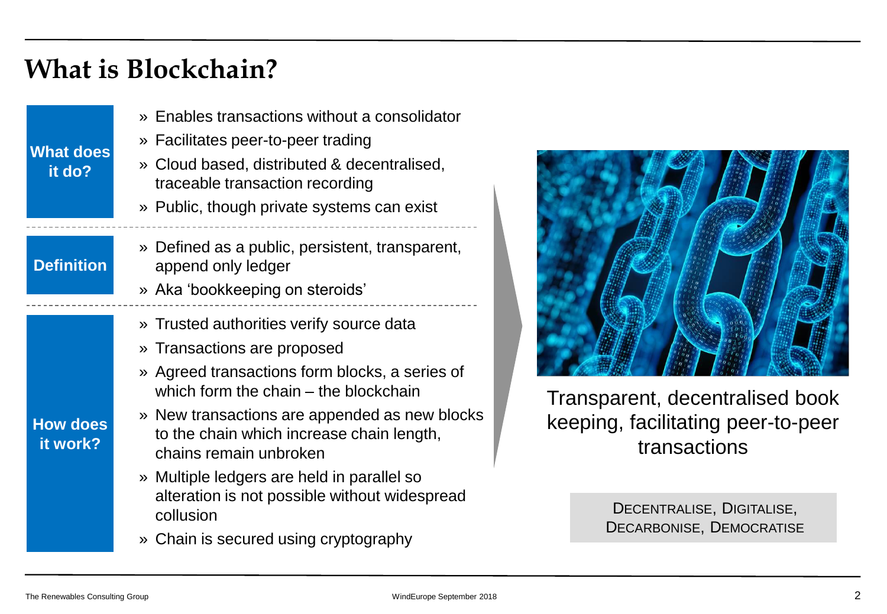# What is Blockchain?

**What does it do?**

- » Enables transactions without a consolidator
- » Facilitates peer-to-peer trading
- » Cloud based, distributed & decentralised, traceable transaction recording
- » Public, though private systems can exist

**Definition**

- » Defined as a public, persistent, transparent, append only ledger
- » Aka 'bookkeeping on steroids'

**How does it work?**

- » Trusted authorities verify source data
- » Transactions are proposed
- » Agreed transactions form blocks, a series of which form the chain – the blockchain
- » New transactions are appended as new blocks to the chain which increase chain length, chains remain unbroken
- » Multiple ledgers are held in parallel so alteration is not possible without widespread collusion
- » Chain is secured using cryptography

Transparent, decentralised book keeping, facilitating peer-to-peer transactions

DECENTRALISE, DIGITALISE, DECARBONISE, DEMOCRATISE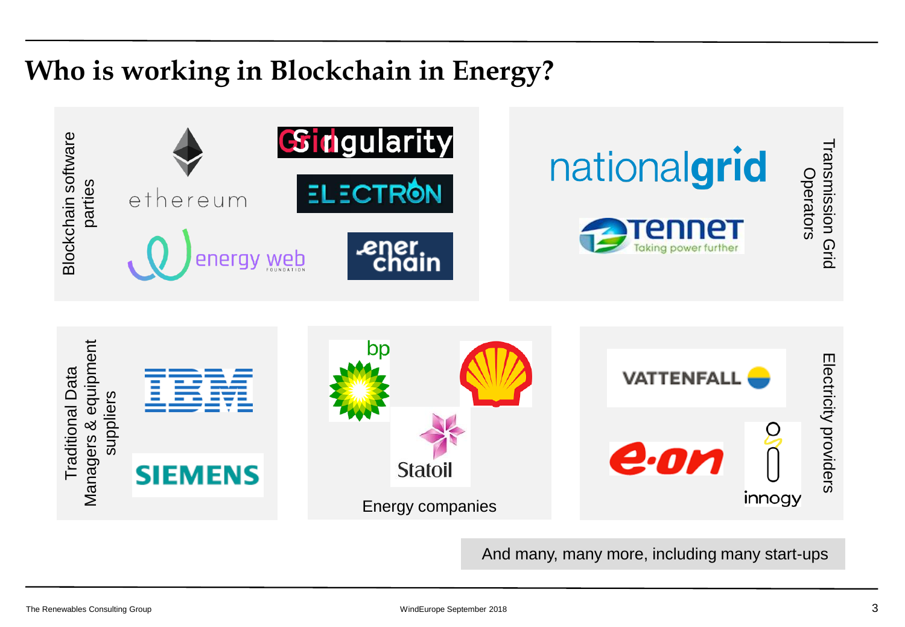# Who is working in Blockchain in Energy?

**Blockchain software parties**

- ethereum
- Gridsingularity
- ELECTRON
- energy web FOUNDATION
- enerchain

**Transmission Grid Operators**

- nationalgrid
- TenneT – Taking power further

**Traditional Data Managers & equipment suppliers**

- IBM
- SIEMENS

**Energy companies**

- bp
- Shell
- Statoil

**Electricity providers**

- VATTENFALL
- e.on
- innogy

And many, many more, including many start-ups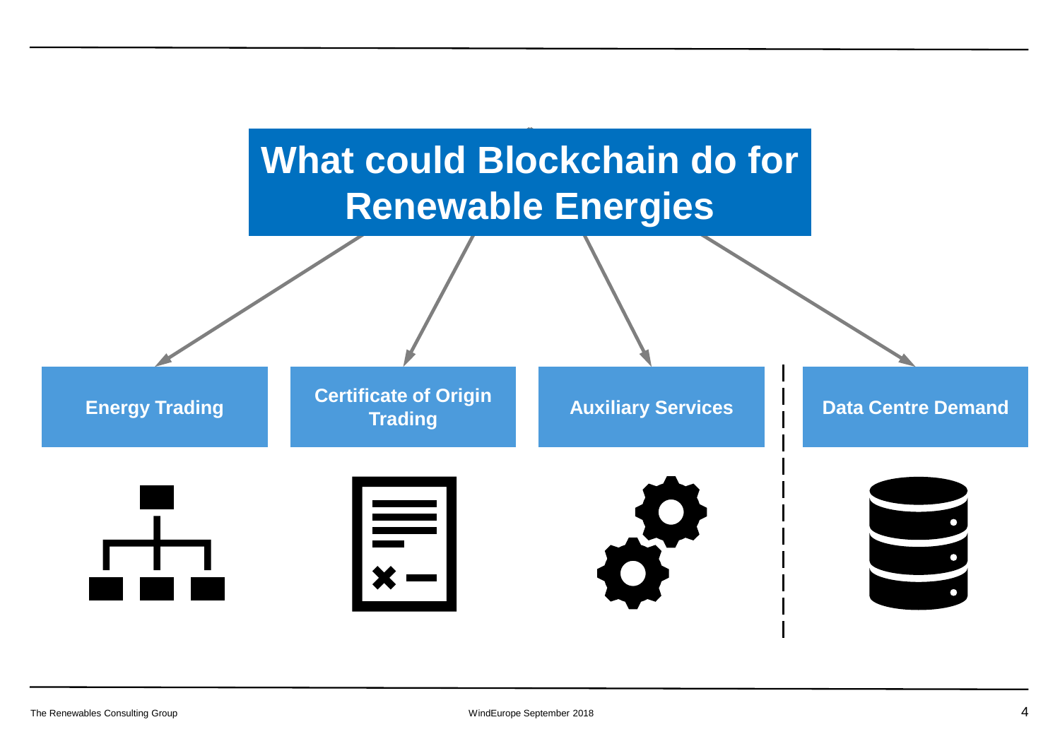# What could Blockchain do for Renewable Energies

- **Energy Trading**
- **Certificate of Origin Trading**
- **Auxiliary Services**
- **Data Centre Demand**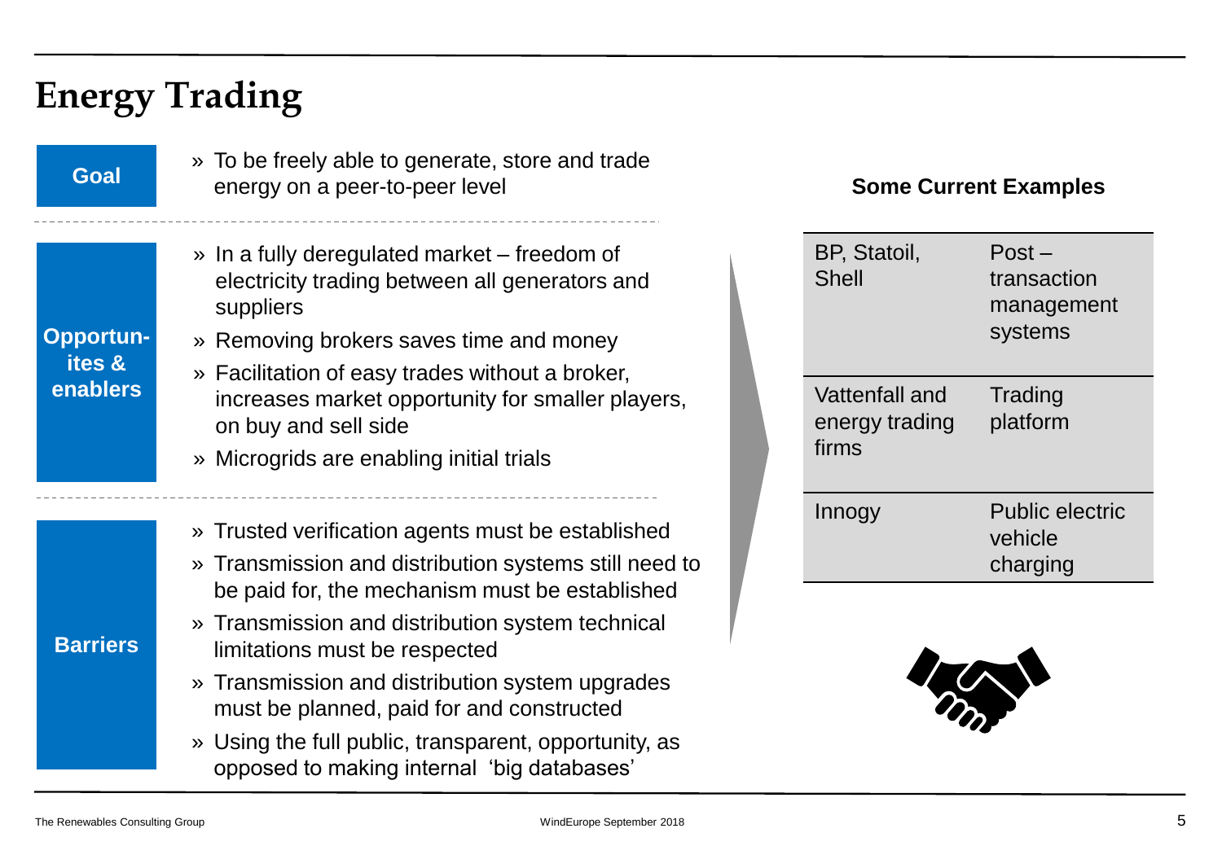# Energy Trading

**Goal**

- To be freely able to generate, store and trade energy on a peer-to-peer level

**Opportunities & enablers**

- In a fully deregulated market – freedom of electricity trading between all generators and suppliers
- Removing brokers saves time and money
- Facilitation of easy trades without a broker, increases market opportunity for smaller players, on buy and sell side
- Microgrids are enabling initial trials

**Barriers**

- Trusted verification agents must be established
- Transmission and distribution systems still need to be paid for, the mechanism must be established
- Transmission and distribution system technical limitations must be respected
- Transmission and distribution system upgrades must be planned, paid for and constructed
- Using the full public, transparent, opportunity, as opposed to making internal 'big databases'

**Some Current Examples**

| | |
|---|---|
| BP, Statoil, Shell | Post – transaction management systems |
| Vattenfall and energy trading firms | Trading platform |
| Innogy | Public electric vehicle charging |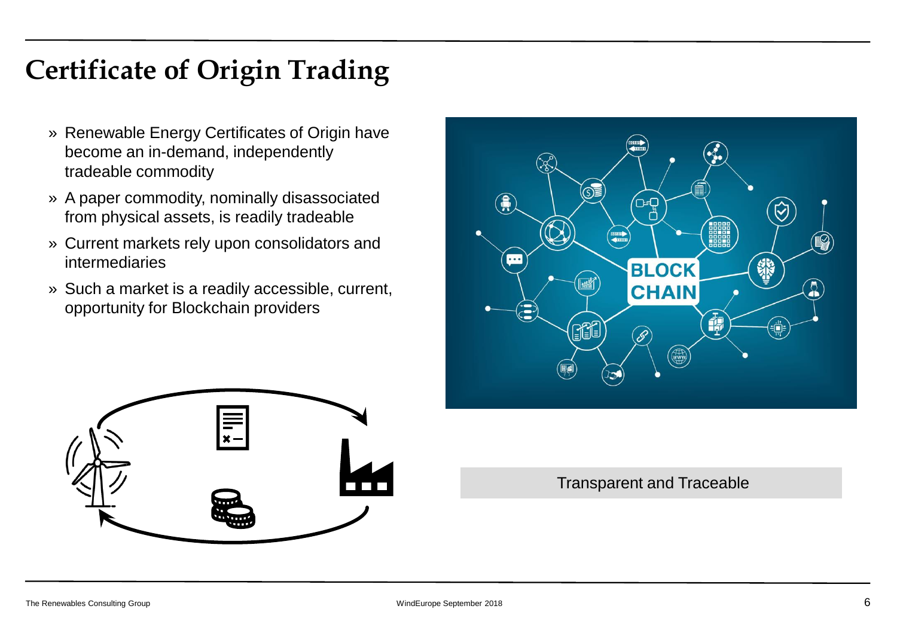# Certificate of Origin Trading

- Renewable Energy Certificates of Origin have become an in-demand, independently tradeable commodity
- A paper commodity, nominally disassociated from physical assets, is readily tradeable
- Current markets rely upon consolidators and intermediaries
- Such a market is a readily accessible, current, opportunity for Blockchain providers

Transparent and Traceable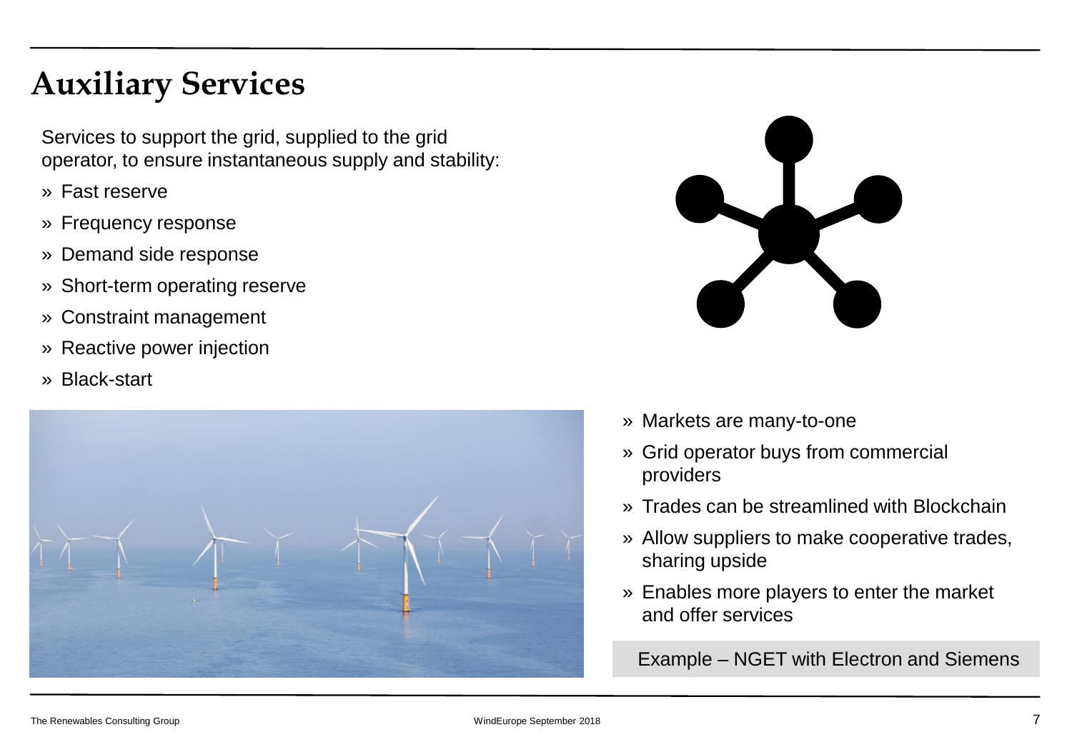# Auxiliary Services

Services to support the grid, supplied to the grid operator, to ensure instantaneous supply and stability:

- Fast reserve
- Frequency response
- Demand side response
- Short-term operating reserve
- Constraint management
- Reactive power injection
- Black-start

- Markets are many-to-one
- Grid operator buys from commercial providers
- Trades can be streamlined with Blockchain
- Allow suppliers to make cooperative trades, sharing upside
- Enables more players to enter the market and offer services

Example – NGET with Electron and Siemens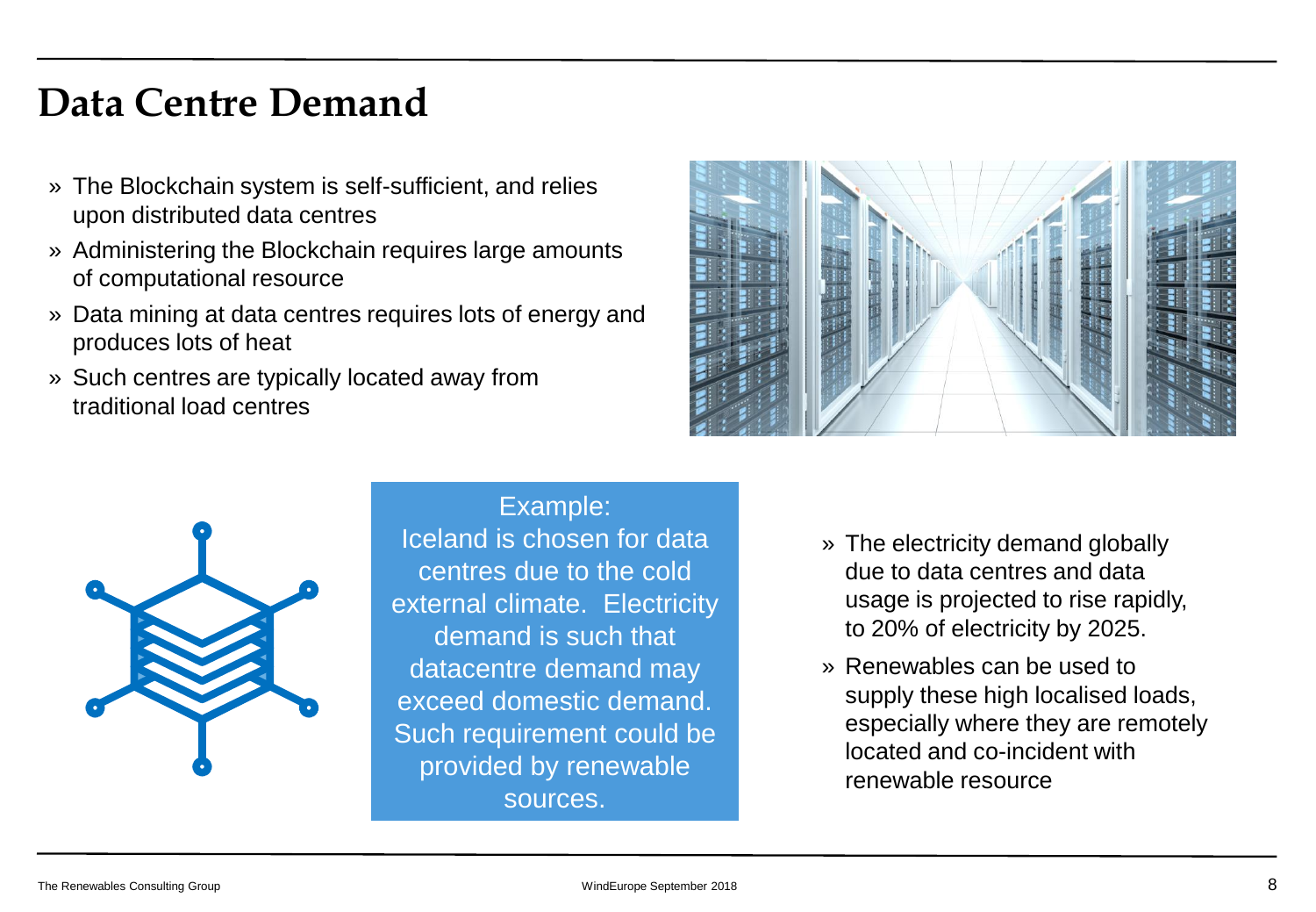# Data Centre Demand

- The Blockchain system is self-sufficient, and relies upon distributed data centres
- Administering the Blockchain requires large amounts of computational resource
- Data mining at data centres requires lots of energy and produces lots of heat
- Such centres are typically located away from traditional load centres

Example:
Iceland is chosen for data centres due to the cold external climate. Electricity demand is such that datacentre demand may exceed domestic demand. Such requirement could be provided by renewable sources.

- The electricity demand globally due to data centres and data usage is projected to rise rapidly, to 20% of electricity by 2025.
- Renewables can be used to supply these high localised loads, especially where they are remotely located and co-incident with renewable resource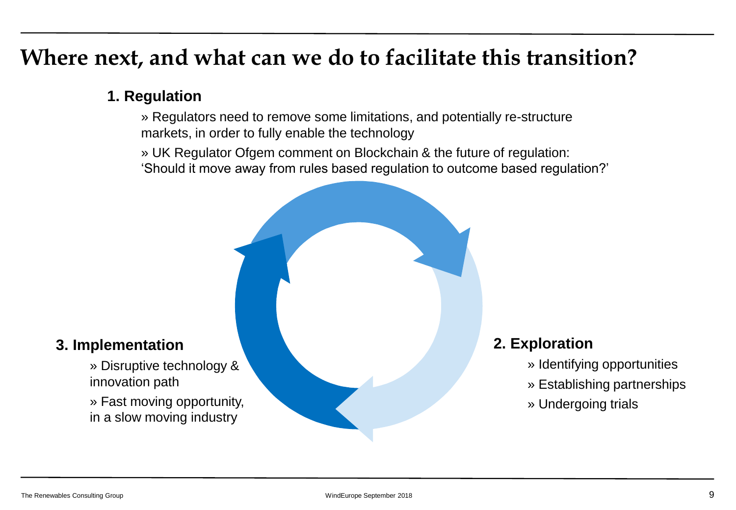# Where next, and what can we do to facilitate this transition?

### 1. Regulation

» Regulators need to remove some limitations, and potentially re-structure markets, in order to fully enable the technology

» UK Regulator Ofgem comment on Blockchain & the future of regulation: 'Should it move away from rules based regulation to outcome based regulation?'

### 2. Exploration

» Identifying opportunities

» Establishing partnerships

» Undergoing trials

### 3. Implementation

» Disruptive technology & innovation path

» Fast moving opportunity, in a slow moving industry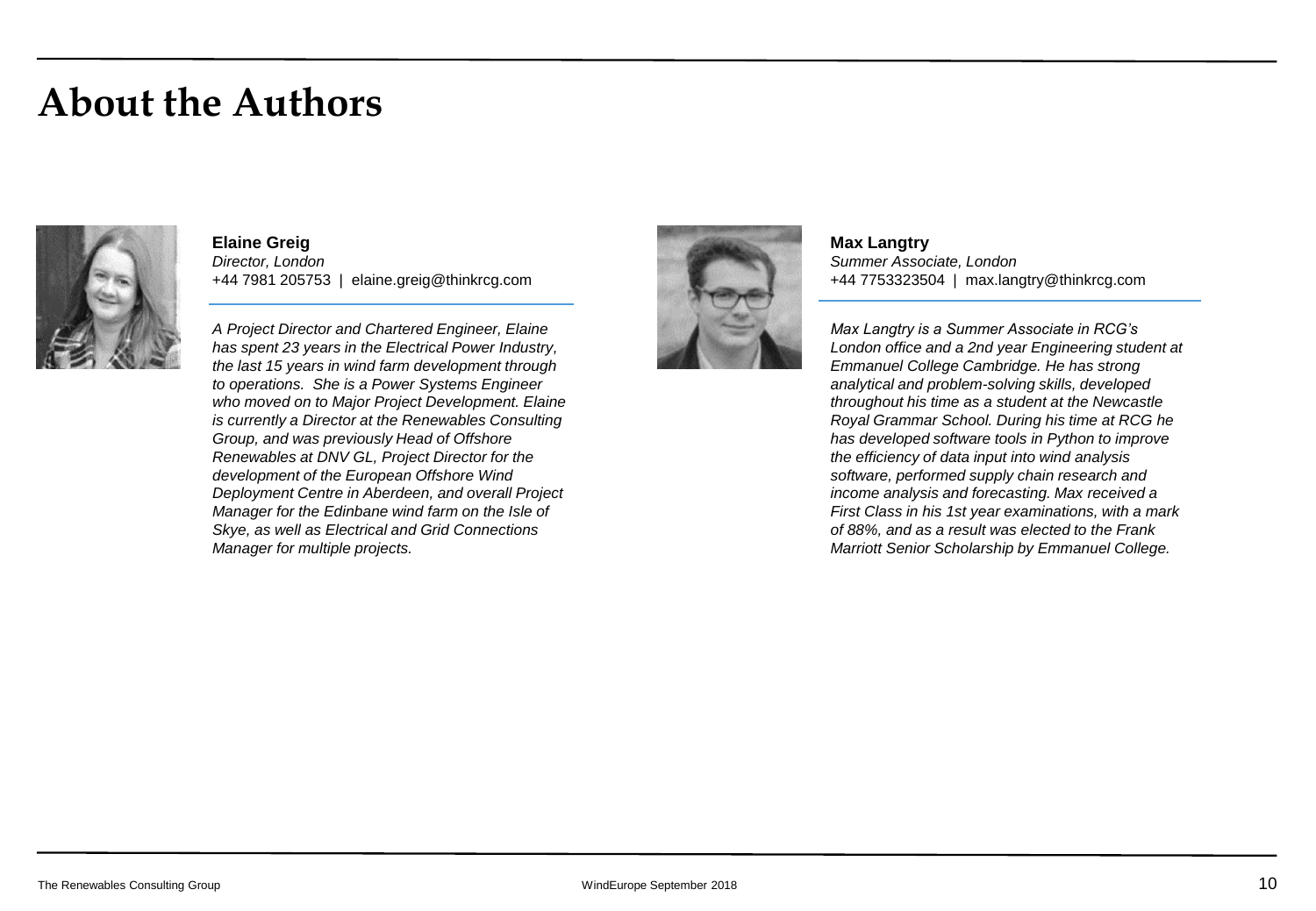# About the Authors

**Elaine Greig**
*Director, London*
+44 7981 205753 | elaine.greig@thinkrcg.com

*A Project Director and Chartered Engineer, Elaine has spent 23 years in the Electrical Power Industry, the last 15 years in wind farm development through to operations. She is a Power Systems Engineer who moved on to Major Project Development. Elaine is currently a Director at the Renewables Consulting Group, and was previously Head of Offshore Renewables at DNV GL, Project Director for the development of the European Offshore Wind Deployment Centre in Aberdeen, and overall Project Manager for the Edinbane wind farm on the Isle of Skye, as well as Electrical and Grid Connections Manager for multiple projects.*

**Max Langtry**
*Summer Associate, London*
+44 7753323504 | max.langtry@thinkrcg.com

*Max Langtry is a Summer Associate in RCG's London office and a 2nd year Engineering student at Emmanuel College Cambridge. He has strong analytical and problem-solving skills, developed throughout his time as a student at the Newcastle Royal Grammar School. During his time at RCG he has developed software tools in Python to improve the efficiency of data input into wind analysis software, performed supply chain research and income analysis and forecasting. Max received a First Class in his 1st year examinations, with a mark of 88%, and as a result was elected to the Frank Marriott Senior Scholarship by Emmanuel College.*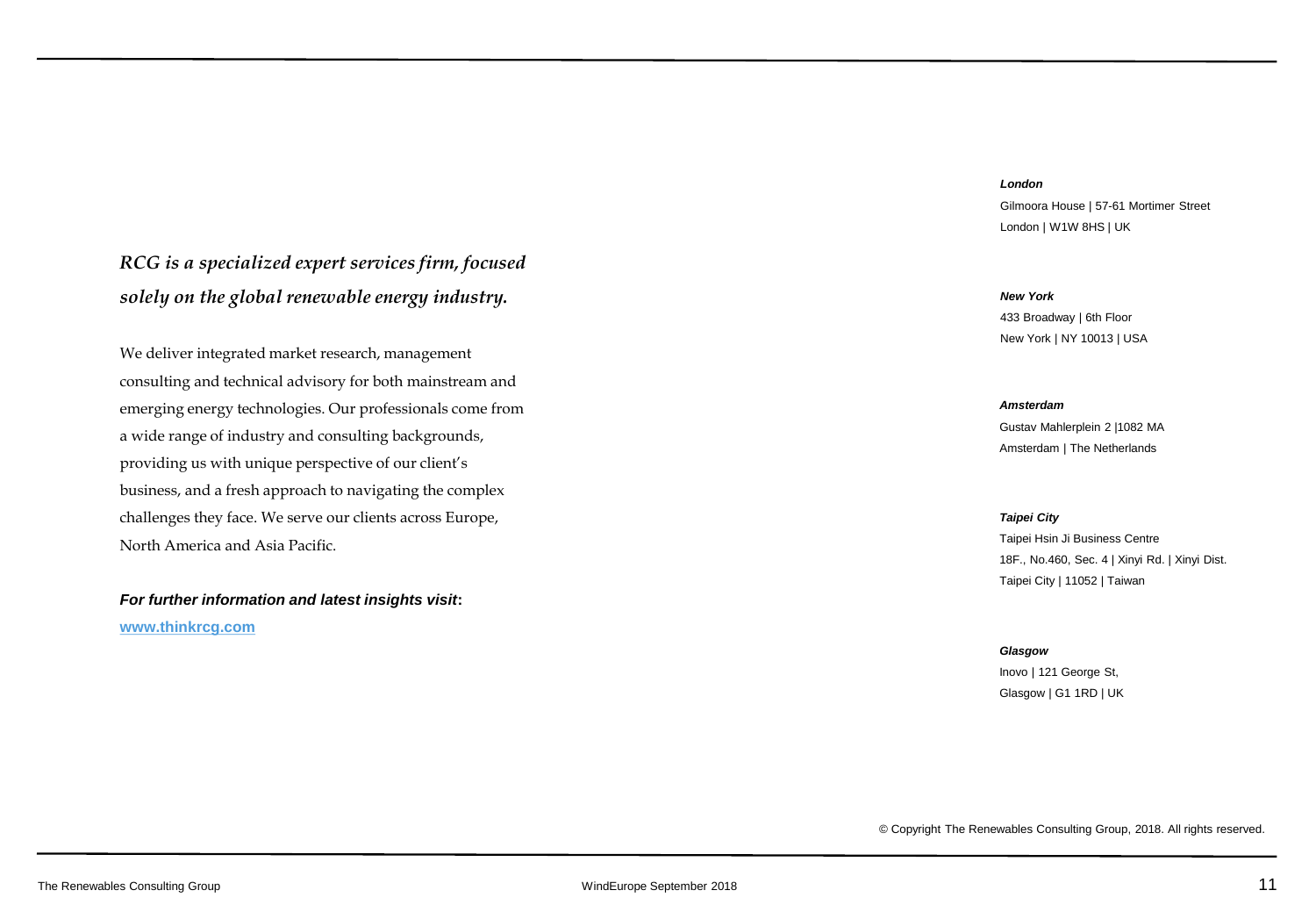*RCG is a specialized expert services firm, focused solely on the global renewable energy industry.*

We deliver integrated market research, management consulting and technical advisory for both mainstream and emerging energy technologies. Our professionals come from a wide range of industry and consulting backgrounds, providing us with unique perspective of our client's business, and a fresh approach to navigating the complex challenges they face. We serve our clients across Europe, North America and Asia Pacific.

***For further information and latest insights visit*:**

**www.thinkrcg.com**

***London***
Gilmoora House | 57-61 Mortimer Street
London | W1W 8HS | UK

***New York***
433 Broadway | 6th Floor
New York | NY 10013 | USA

***Amsterdam***
Gustav Mahlerplein 2 |1082 MA
Amsterdam | The Netherlands

***Taipei City***
Taipei Hsin Ji Business Centre
18F., No.460, Sec. 4 | Xinyi Rd. | Xinyi Dist.
Taipei City | 11052 | Taiwan

***Glasgow***
Inovo | 121 George St,
Glasgow | G1 1RD | UK

© Copyright The Renewables Consulting Group, 2018. All rights reserved.